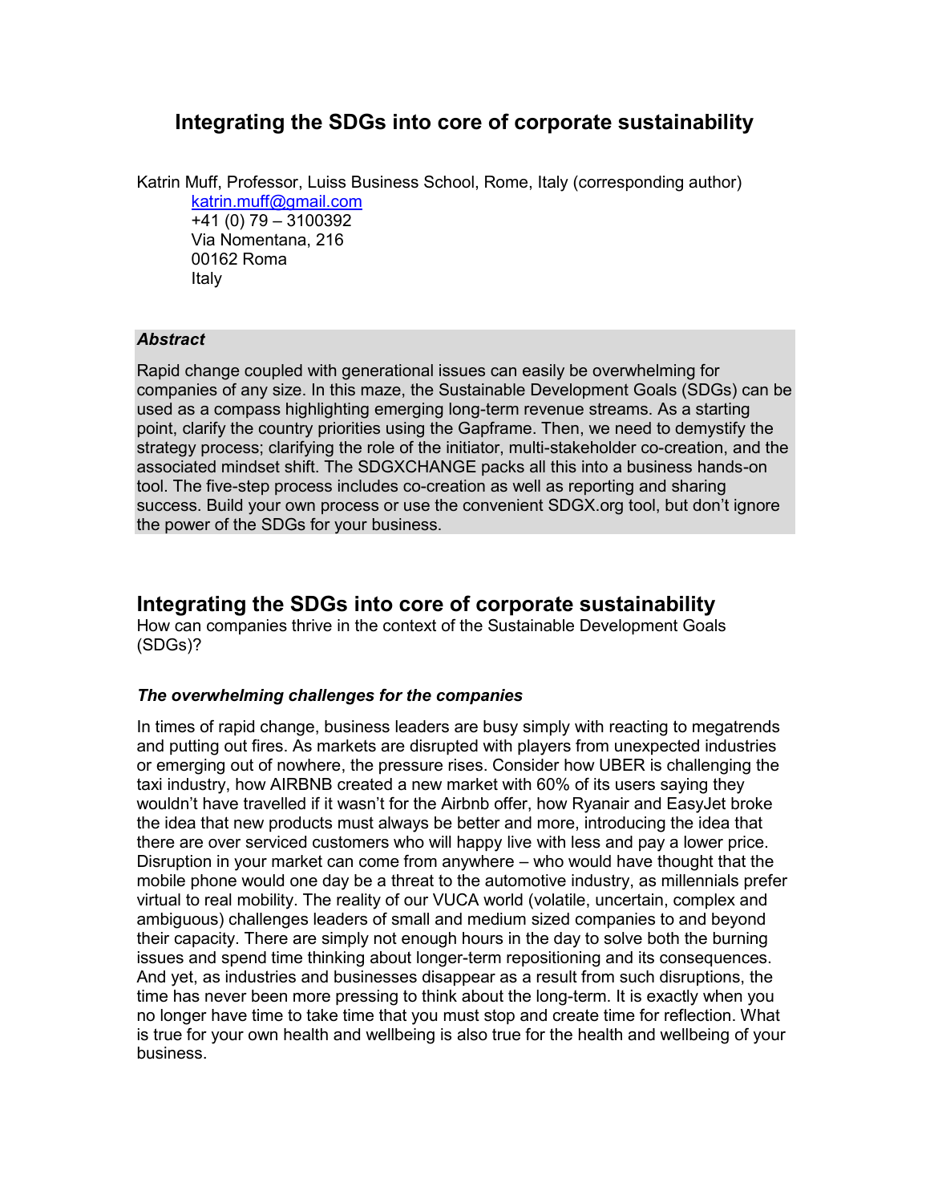# Integrating the SDGs into core of corporate sustainability

Katrin Muff, Professor, Luiss Business School, Rome, Italy (corresponding author)
katrin.muff@gmail.com
+41 (0) 79 – 3100392
Via Nomentana, 216
00162 Roma
Italy

***Abstract***

Rapid change coupled with generational issues can easily be overwhelming for companies of any size. In this maze, the Sustainable Development Goals (SDGs) can be used as a compass highlighting emerging long-term revenue streams. As a starting point, clarify the country priorities using the Gapframe. Then, we need to demystify the strategy process; clarifying the role of the initiator, multi-stakeholder co-creation, and the associated mindset shift. The SDGXCHANGE packs all this into a business hands-on tool. The five-step process includes co-creation as well as reporting and sharing success. Build your own process or use the convenient SDGX.org tool, but don't ignore the power of the SDGs for your business.

## Integrating the SDGs into core of corporate sustainability

How can companies thrive in the context of the Sustainable Development Goals (SDGs)?

### *The overwhelming challenges for the companies*

In times of rapid change, business leaders are busy simply with reacting to megatrends and putting out fires. As markets are disrupted with players from unexpected industries or emerging out of nowhere, the pressure rises. Consider how UBER is challenging the taxi industry, how AIRBNB created a new market with 60% of its users saying they wouldn't have travelled if it wasn't for the Airbnb offer, how Ryanair and EasyJet broke the idea that new products must always be better and more, introducing the idea that there are over serviced customers who will happy live with less and pay a lower price. Disruption in your market can come from anywhere – who would have thought that the mobile phone would one day be a threat to the automotive industry, as millennials prefer virtual to real mobility. The reality of our VUCA world (volatile, uncertain, complex and ambiguous) challenges leaders of small and medium sized companies to and beyond their capacity. There are simply not enough hours in the day to solve both the burning issues and spend time thinking about longer-term repositioning and its consequences. And yet, as industries and businesses disappear as a result from such disruptions, the time has never been more pressing to think about the long-term. It is exactly when you no longer have time to take time that you must stop and create time for reflection. What is true for your own health and wellbeing is also true for the health and wellbeing of your business.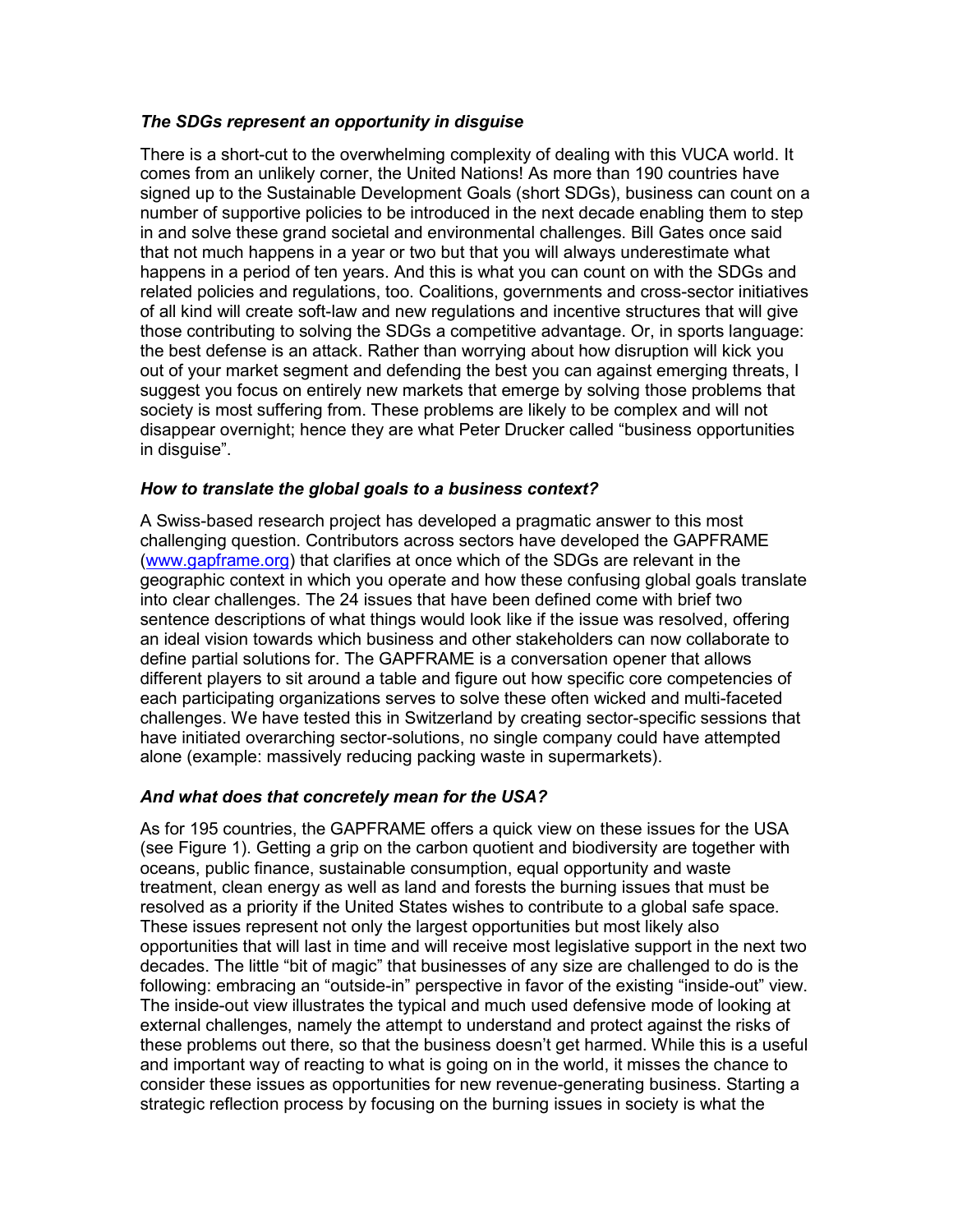### *The SDGs represent an opportunity in disguise*

There is a short-cut to the overwhelming complexity of dealing with this VUCA world. It comes from an unlikely corner, the United Nations! As more than 190 countries have signed up to the Sustainable Development Goals (short SDGs), business can count on a number of supportive policies to be introduced in the next decade enabling them to step in and solve these grand societal and environmental challenges. Bill Gates once said that not much happens in a year or two but that you will always underestimate what happens in a period of ten years. And this is what you can count on with the SDGs and related policies and regulations, too. Coalitions, governments and cross-sector initiatives of all kind will create soft-law and new regulations and incentive structures that will give those contributing to solving the SDGs a competitive advantage. Or, in sports language: the best defense is an attack. Rather than worrying about how disruption will kick you out of your market segment and defending the best you can against emerging threats, I suggest you focus on entirely new markets that emerge by solving those problems that society is most suffering from. These problems are likely to be complex and will not disappear overnight; hence they are what Peter Drucker called "business opportunities in disguise".

### *How to translate the global goals to a business context?*

A Swiss-based research project has developed a pragmatic answer to this most challenging question. Contributors across sectors have developed the GAPFRAME (www.gapframe.org) that clarifies at once which of the SDGs are relevant in the geographic context in which you operate and how these confusing global goals translate into clear challenges. The 24 issues that have been defined come with brief two sentence descriptions of what things would look like if the issue was resolved, offering an ideal vision towards which business and other stakeholders can now collaborate to define partial solutions for. The GAPFRAME is a conversation opener that allows different players to sit around a table and figure out how specific core competencies of each participating organizations serves to solve these often wicked and multi-faceted challenges. We have tested this in Switzerland by creating sector-specific sessions that have initiated overarching sector-solutions, no single company could have attempted alone (example: massively reducing packing waste in supermarkets).

### *And what does that concretely mean for the USA?*

As for 195 countries, the GAPFRAME offers a quick view on these issues for the USA (see Figure 1). Getting a grip on the carbon quotient and biodiversity are together with oceans, public finance, sustainable consumption, equal opportunity and waste treatment, clean energy as well as land and forests the burning issues that must be resolved as a priority if the United States wishes to contribute to a global safe space. These issues represent not only the largest opportunities but most likely also opportunities that will last in time and will receive most legislative support in the next two decades. The little "bit of magic" that businesses of any size are challenged to do is the following: embracing an "outside-in" perspective in favor of the existing "inside-out" view. The inside-out view illustrates the typical and much used defensive mode of looking at external challenges, namely the attempt to understand and protect against the risks of these problems out there, so that the business doesn't get harmed. While this is a useful and important way of reacting to what is going on in the world, it misses the chance to consider these issues as opportunities for new revenue-generating business. Starting a strategic reflection process by focusing on the burning issues in society is what the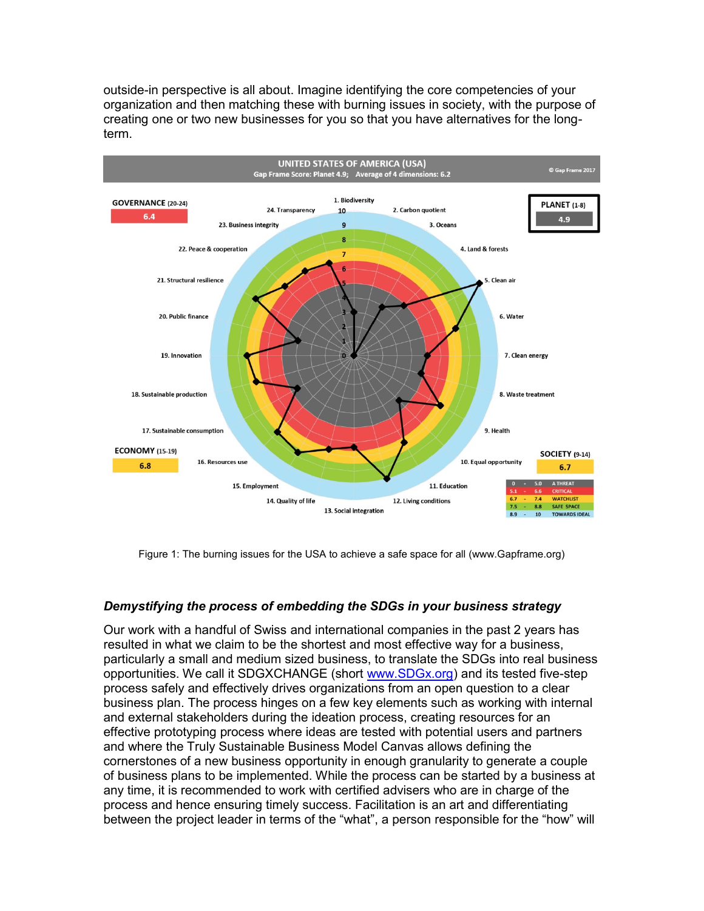outside-in perspective is all about. Imagine identifying the core competencies of your organization and then matching these with burning issues in society, with the purpose of creating one or two new businesses for you so that you have alternatives for the long-term.

Figure 1: The burning issues for the USA to achieve a safe space for all (www.Gapframe.org)

### *Demystifying the process of embedding the SDGs in your business strategy*

Our work with a handful of Swiss and international companies in the past 2 years has resulted in what we claim to be the shortest and most effective way for a business, particularly a small and medium sized business, to translate the SDGs into real business opportunities. We call it SDGXCHANGE (short www.SDGx.org) and its tested five-step process safely and effectively drives organizations from an open question to a clear business plan. The process hinges on a few key elements such as working with internal and external stakeholders during the ideation process, creating resources for an effective prototyping process where ideas are tested with potential users and partners and where the Truly Sustainable Business Model Canvas allows defining the cornerstones of a new business opportunity in enough granularity to generate a couple of business plans to be implemented. While the process can be started by a business at any time, it is recommended to work with certified advisers who are in charge of the process and hence ensuring timely success. Facilitation is an art and differentiating between the project leader in terms of the "what", a person responsible for the "how" will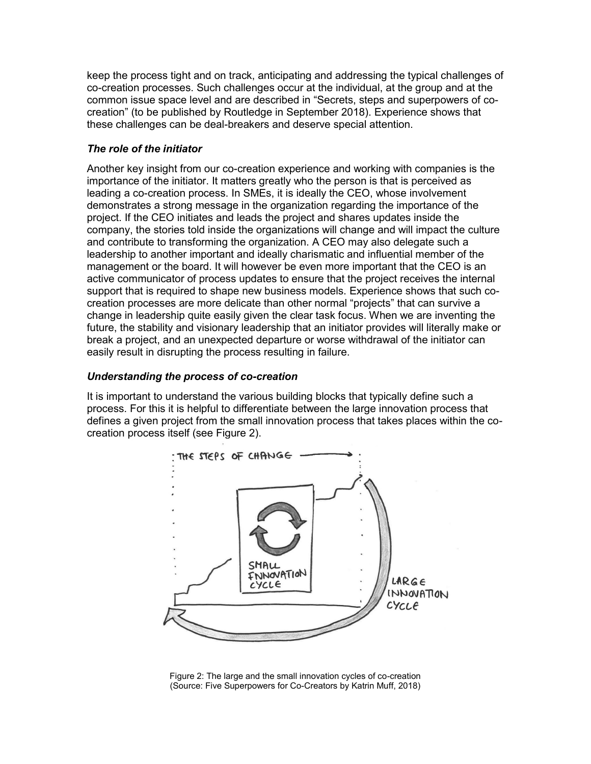keep the process tight and on track, anticipating and addressing the typical challenges of co-creation processes. Such challenges occur at the individual, at the group and at the common issue space level and are described in "Secrets, steps and superpowers of co-creation" (to be published by Routledge in September 2018). Experience shows that these challenges can be deal-breakers and deserve special attention.

### *The role of the initiator*

Another key insight from our co-creation experience and working with companies is the importance of the initiator. It matters greatly who the person is that is perceived as leading a co-creation process. In SMEs, it is ideally the CEO, whose involvement demonstrates a strong message in the organization regarding the importance of the project. If the CEO initiates and leads the project and shares updates inside the company, the stories told inside the organizations will change and will impact the culture and contribute to transforming the organization. A CEO may also delegate such a leadership to another important and ideally charismatic and influential member of the management or the board. It will however be even more important that the CEO is an active communicator of process updates to ensure that the project receives the internal support that is required to shape new business models. Experience shows that such co-creation processes are more delicate than other normal "projects" that can survive a change in leadership quite easily given the clear task focus. When we are inventing the future, the stability and visionary leadership that an initiator provides will literally make or break a project, and an unexpected departure or worse withdrawal of the initiator can easily result in disrupting the process resulting in failure.

### *Understanding the process of co-creation*

It is important to understand the various building blocks that typically define such a process. For this it is helpful to differentiate between the large innovation process that defines a given project from the small innovation process that takes places within the co-creation process itself (see Figure 2).

Figure 2: The large and the small innovation cycles of co-creation
(Source: Five Superpowers for Co-Creators by Katrin Muff, 2018)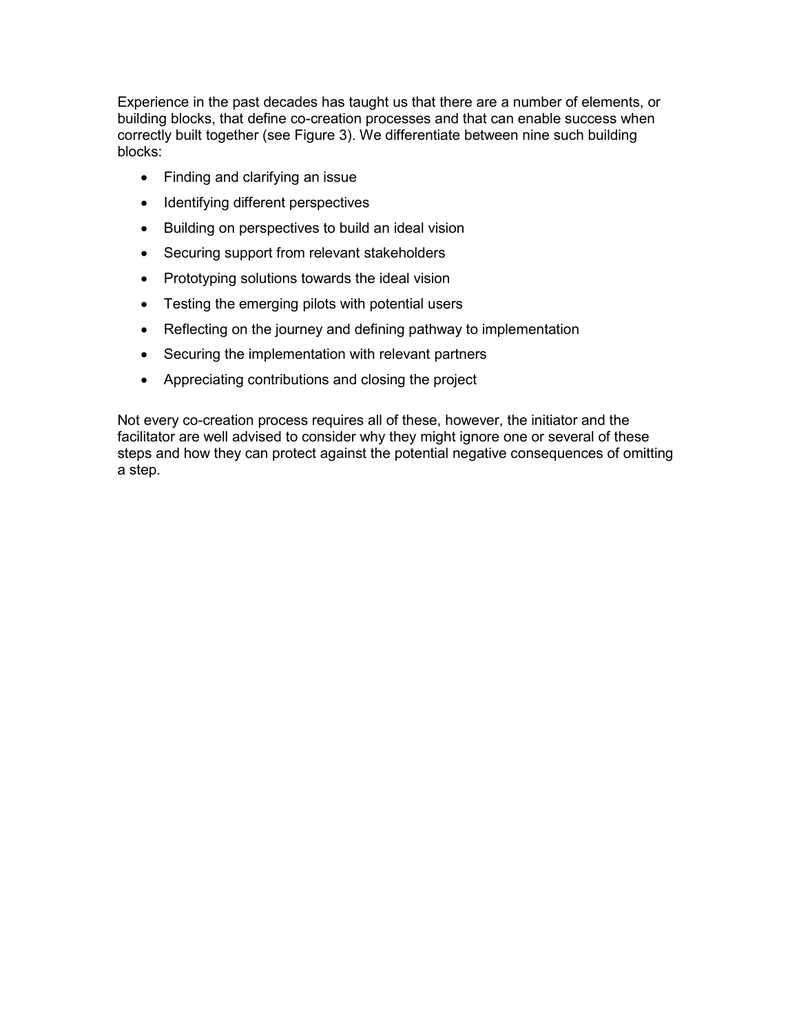Experience in the past decades has taught us that there are a number of elements, or building blocks, that define co-creation processes and that can enable success when correctly built together (see Figure 3). We differentiate between nine such building blocks:

- Finding and clarifying an issue
- Identifying different perspectives
- Building on perspectives to build an ideal vision
- Securing support from relevant stakeholders
- Prototyping solutions towards the ideal vision
- Testing the emerging pilots with potential users
- Reflecting on the journey and defining pathway to implementation
- Securing the implementation with relevant partners
- Appreciating contributions and closing the project

Not every co-creation process requires all of these, however, the initiator and the facilitator are well advised to consider why they might ignore one or several of these steps and how they can protect against the potential negative consequences of omitting a step.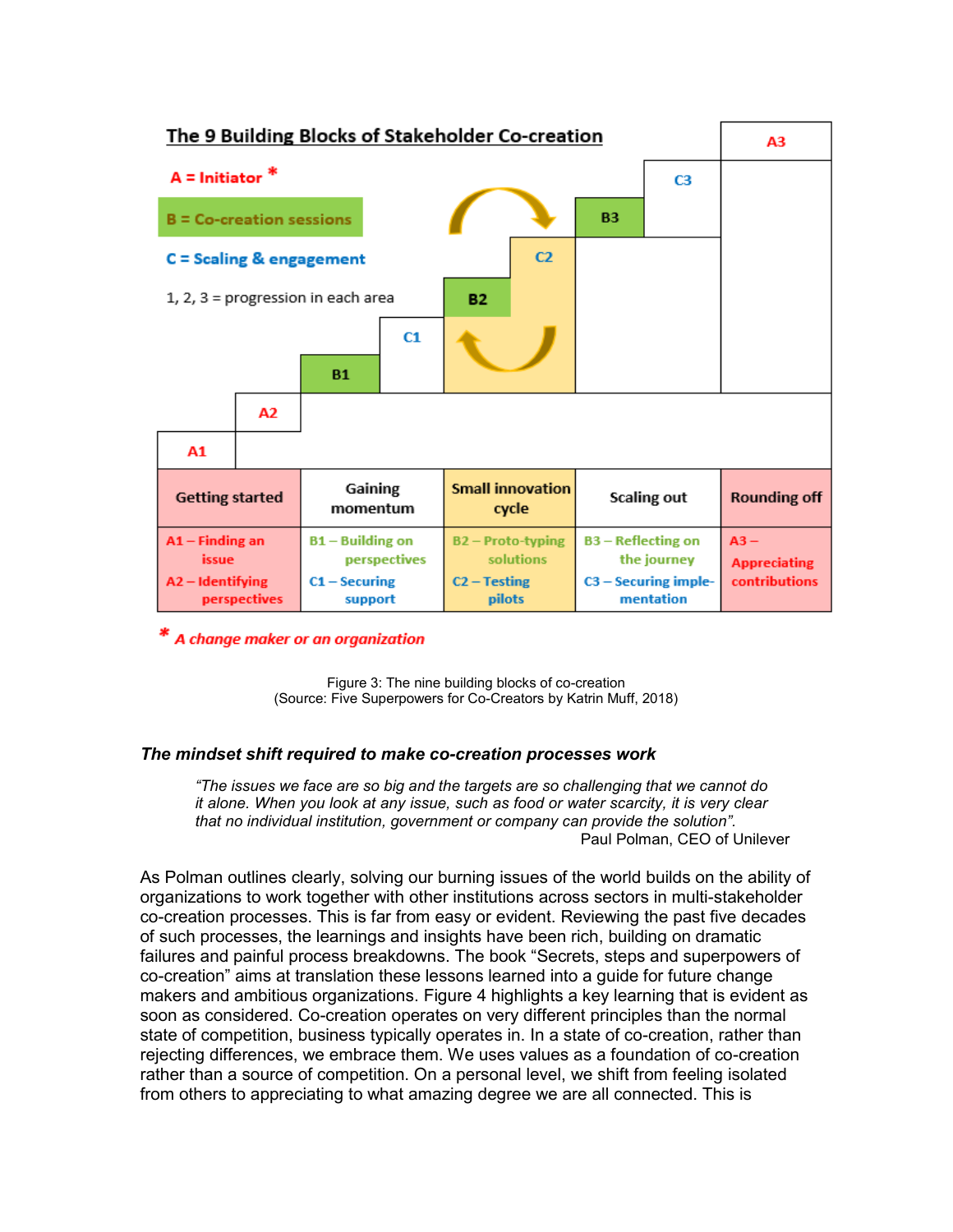**The 9 Building Blocks of Stakeholder Co-creation**

A = Initiator *

B = Co-creation sessions

C = Scaling & engagement

1, 2, 3 = progression in each area

| Getting started | Gaining momentum | Small innovation cycle | Scaling out | Rounding off |
|---|---|---|---|---|
| A1 – Finding an issue<br>A2 – Identifying perspectives | B1 – Building on perspectives<br>C1 – Securing support | B2 – Proto-typing solutions<br>C2 – Testing pilots | B3 – Reflecting on the journey<br>C3 – Securing imple-mentation | A3 – Appreciating contributions |

* A change maker or an organization

Figure 3: The nine building blocks of co-creation
(Source: Five Superpowers for Co-Creators by Katrin Muff, 2018)

### *The mindset shift required to make co-creation processes work*

> *"The issues we face are so big and the targets are so challenging that we cannot do it alone. When you look at any issue, such as food or water scarcity, it is very clear that no individual institution, government or company can provide the solution".*
>
> Paul Polman, CEO of Unilever

As Polman outlines clearly, solving our burning issues of the world builds on the ability of organizations to work together with other institutions across sectors in multi-stakeholder co-creation processes. This is far from easy or evident. Reviewing the past five decades of such processes, the learnings and insights have been rich, building on dramatic failures and painful process breakdowns. The book "Secrets, steps and superpowers of co-creation" aims at translation these lessons learned into a guide for future change makers and ambitious organizations. Figure 4 highlights a key learning that is evident as soon as considered. Co-creation operates on very different principles than the normal state of competition, business typically operates in. In a state of co-creation, rather than rejecting differences, we embrace them. We uses values as a foundation of co-creation rather than a source of competition. On a personal level, we shift from feeling isolated from others to appreciating to what amazing degree we are all connected. This is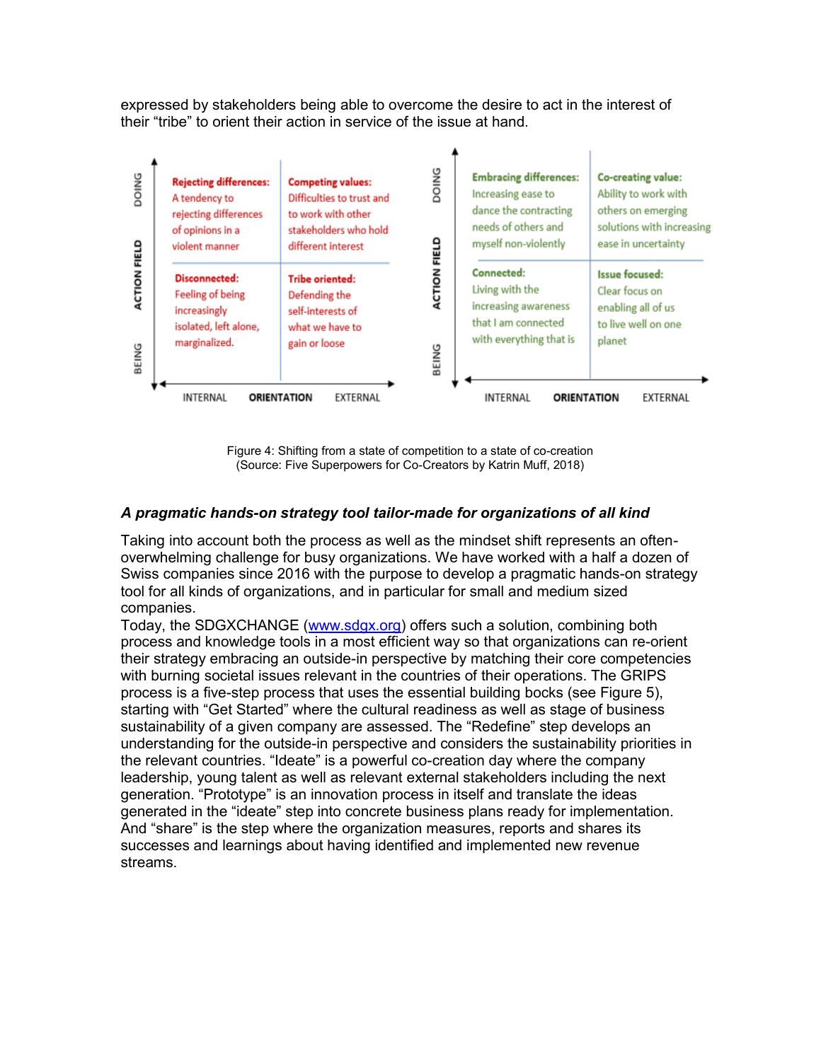expressed by stakeholders being able to overcome the desire to act in the interest of their "tribe" to orient their action in service of the issue at hand.

| ACTION FIELD | INTERNAL | EXTERNAL |
|---|---|---|
| DOING | **Rejecting differences:** A tendency to rejecting differences of opinions in a violent manner | **Competing values:** Difficulties to trust and to work with other stakeholders who hold different interest |
| BEING | **Disconnected:** Feeling of being increasingly isolated, left alone, marginalized. | **Tribe oriented:** Defending the self-interests of what we have to gain or loose |

| ACTION FIELD | INTERNAL | EXTERNAL |
|---|---|---|
| DOING | **Embracing differences:** Increasing ease to dance the contracting needs of others and myself non-violently | **Co-creating value:** Ability to work with others on emerging solutions with increasing ease in uncertainty |
| BEING | **Connected:** Living with the increasing awareness that I am connected with everything that is | **Issue focused:** Clear focus on enabling all of us to live well on one planet |

ORIENTATION

Figure 4: Shifting from a state of competition to a state of co-creation
(Source: Five Superpowers for Co-Creators by Katrin Muff, 2018)

### *A pragmatic hands-on strategy tool tailor-made for organizations of all kind*

Taking into account both the process as well as the mindset shift represents an often-overwhelming challenge for busy organizations. We have worked with a half a dozen of Swiss companies since 2016 with the purpose to develop a pragmatic hands-on strategy tool for all kinds of organizations, and in particular for small and medium sized companies.

Today, the SDGXCHANGE (www.sdgx.org) offers such a solution, combining both process and knowledge tools in a most efficient way so that organizations can re-orient their strategy embracing an outside-in perspective by matching their core competencies with burning societal issues relevant in the countries of their operations. The GRIPS process is a five-step process that uses the essential building bocks (see Figure 5), starting with "Get Started" where the cultural readiness as well as stage of business sustainability of a given company are assessed. The "Redefine" step develops an understanding for the outside-in perspective and considers the sustainability priorities in the relevant countries. "Ideate" is a powerful co-creation day where the company leadership, young talent as well as relevant external stakeholders including the next generation. "Prototype" is an innovation process in itself and translate the ideas generated in the "ideate" step into concrete business plans ready for implementation. And "share" is the step where the organization measures, reports and shares its successes and learnings about having identified and implemented new revenue streams.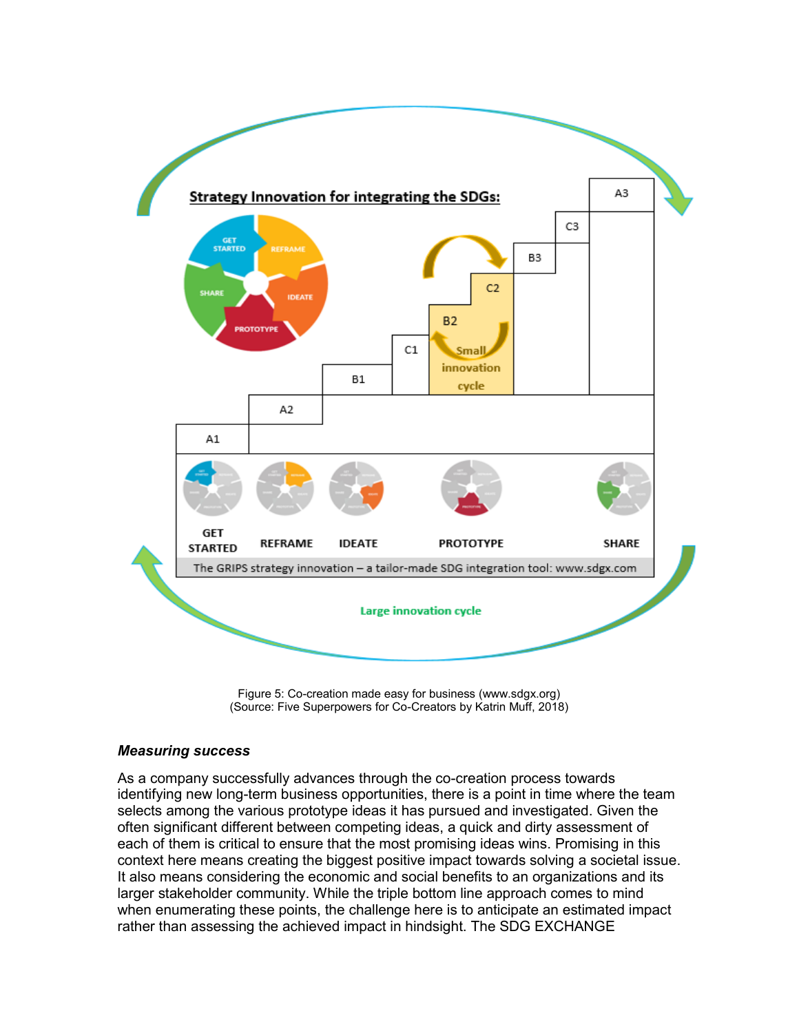Figure 5: Co-creation made easy for business (www.sdgx.org)
(Source: Five Superpowers for Co-Creators by Katrin Muff, 2018)

### *Measuring success*

As a company successfully advances through the co-creation process towards identifying new long-term business opportunities, there is a point in time where the team selects among the various prototype ideas it has pursued and investigated. Given the often significant different between competing ideas, a quick and dirty assessment of each of them is critical to ensure that the most promising ideas wins. Promising in this context here means creating the biggest positive impact towards solving a societal issue. It also means considering the economic and social benefits to an organizations and its larger stakeholder community. While the triple bottom line approach comes to mind when enumerating these points, the challenge here is to anticipate an estimated impact rather than assessing the achieved impact in hindsight. The SDG EXCHANGE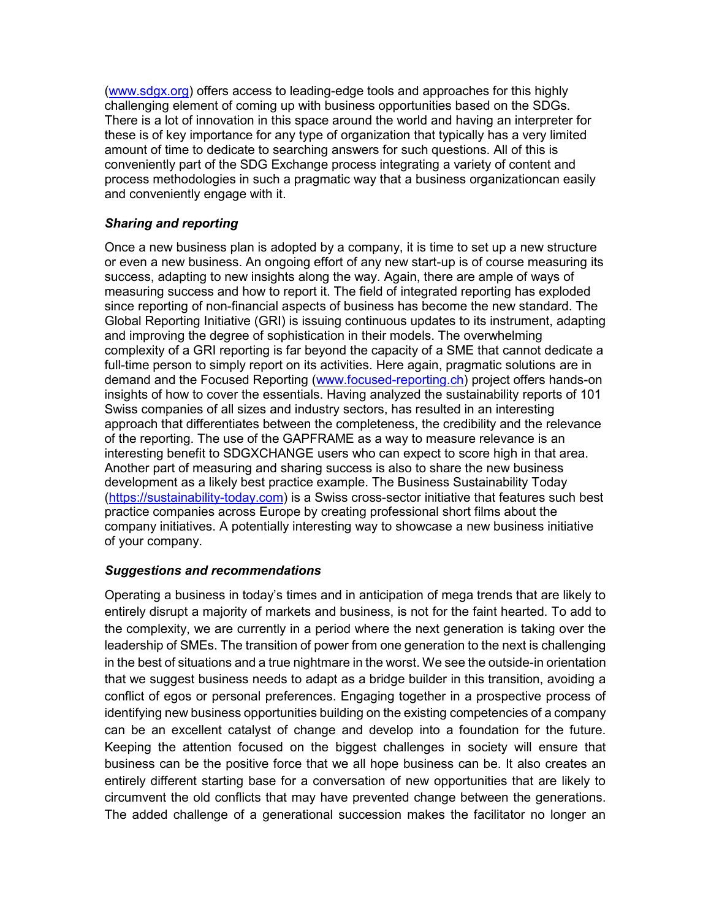(www.sdgx.org) offers access to leading-edge tools and approaches for this highly challenging element of coming up with business opportunities based on the SDGs. There is a lot of innovation in this space around the world and having an interpreter for these is of key importance for any type of organization that typically has a very limited amount of time to dedicate to searching answers for such questions. All of this is conveniently part of the SDG Exchange process integrating a variety of content and process methodologies in such a pragmatic way that a business organizationcan easily and conveniently engage with it.

***Sharing and reporting***

Once a new business plan is adopted by a company, it is time to set up a new structure or even a new business. An ongoing effort of any new start-up is of course measuring its success, adapting to new insights along the way. Again, there are ample of ways of measuring success and how to report it. The field of integrated reporting has exploded since reporting of non-financial aspects of business has become the new standard. The Global Reporting Initiative (GRI) is issuing continuous updates to its instrument, adapting and improving the degree of sophistication in their models. The overwhelming complexity of a GRI reporting is far beyond the capacity of a SME that cannot dedicate a full-time person to simply report on its activities. Here again, pragmatic solutions are in demand and the Focused Reporting (www.focused-reporting.ch) project offers hands-on insights of how to cover the essentials. Having analyzed the sustainability reports of 101 Swiss companies of all sizes and industry sectors, has resulted in an interesting approach that differentiates between the completeness, the credibility and the relevance of the reporting. The use of the GAPFRAME as a way to measure relevance is an interesting benefit to SDGXCHANGE users who can expect to score high in that area. Another part of measuring and sharing success is also to share the new business development as a likely best practice example. The Business Sustainability Today (https://sustainability-today.com) is a Swiss cross-sector initiative that features such best practice companies across Europe by creating professional short films about the company initiatives. A potentially interesting way to showcase a new business initiative of your company.

***Suggestions and recommendations***

Operating a business in today's times and in anticipation of mega trends that are likely to entirely disrupt a majority of markets and business, is not for the faint hearted. To add to the complexity, we are currently in a period where the next generation is taking over the leadership of SMEs. The transition of power from one generation to the next is challenging in the best of situations and a true nightmare in the worst. We see the outside-in orientation that we suggest business needs to adapt as a bridge builder in this transition, avoiding a conflict of egos or personal preferences. Engaging together in a prospective process of identifying new business opportunities building on the existing competencies of a company can be an excellent catalyst of change and develop into a foundation for the future. Keeping the attention focused on the biggest challenges in society will ensure that business can be the positive force that we all hope business can be. It also creates an entirely different starting base for a conversation of new opportunities that are likely to circumvent the old conflicts that may have prevented change between the generations. The added challenge of a generational succession makes the facilitator no longer an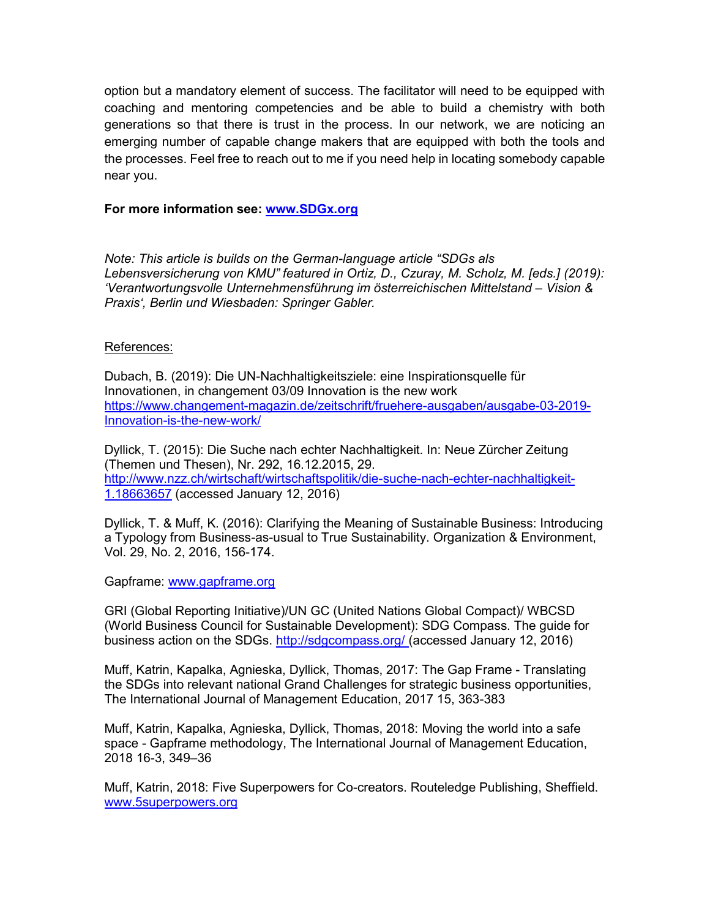option but a mandatory element of success. The facilitator will need to be equipped with coaching and mentoring competencies and be able to build a chemistry with both generations so that there is trust in the process. In our network, we are noticing an emerging number of capable change makers that are equipped with both the tools and the processes. Feel free to reach out to me if you need help in locating somebody capable near you.

**For more information see: [www.SDGx.org](www.SDGx.org)**

*Note: This article is builds on the German-language article "SDGs als Lebensversicherung von KMU" featured in Ortiz, D., Czuray, M. Scholz, M. [eds.] (2019): 'Verantwortungsvolle Unternehmensführung im österreichischen Mittelstand – Vision & Praxis', Berlin und Wiesbaden: Springer Gabler.*

<u>References:</u>

Dubach, B. (2019): Die UN-Nachhaltigkeitsziele: eine Inspirationsquelle für Innovationen, in changement 03/09 Innovation is the new work https://www.changement-magazin.de/zeitschrift/fruehere-ausgaben/ausgabe-03-2019-Innovation-is-the-new-work/

Dyllick, T. (2015): Die Suche nach echter Nachhaltigkeit. In: Neue Zürcher Zeitung (Themen und Thesen), Nr. 292, 16.12.2015, 29. http://www.nzz.ch/wirtschaft/wirtschaftspolitik/die-suche-nach-echter-nachhaltigkeit-1.18663657 (accessed January 12, 2016)

Dyllick, T. & Muff, K. (2016): Clarifying the Meaning of Sustainable Business: Introducing a Typology from Business-as-usual to True Sustainability. Organization & Environment, Vol. 29, No. 2, 2016, 156-174.

Gapframe: www.gapframe.org

GRI (Global Reporting Initiative)/UN GC (United Nations Global Compact)/ WBCSD (World Business Council for Sustainable Development): SDG Compass. The guide for business action on the SDGs. http://sdgcompass.org/ (accessed January 12, 2016)

Muff, Katrin, Kapalka, Agnieska, Dyllick, Thomas, 2017: The Gap Frame - Translating the SDGs into relevant national Grand Challenges for strategic business opportunities, The International Journal of Management Education, 2017 15, 363-383

Muff, Katrin, Kapalka, Agnieska, Dyllick, Thomas, 2018: Moving the world into a safe space - Gapframe methodology, The International Journal of Management Education, 2018 16-3, 349–36

Muff, Katrin, 2018: Five Superpowers for Co-creators. Routeledge Publishing, Sheffield. www.5superpowers.org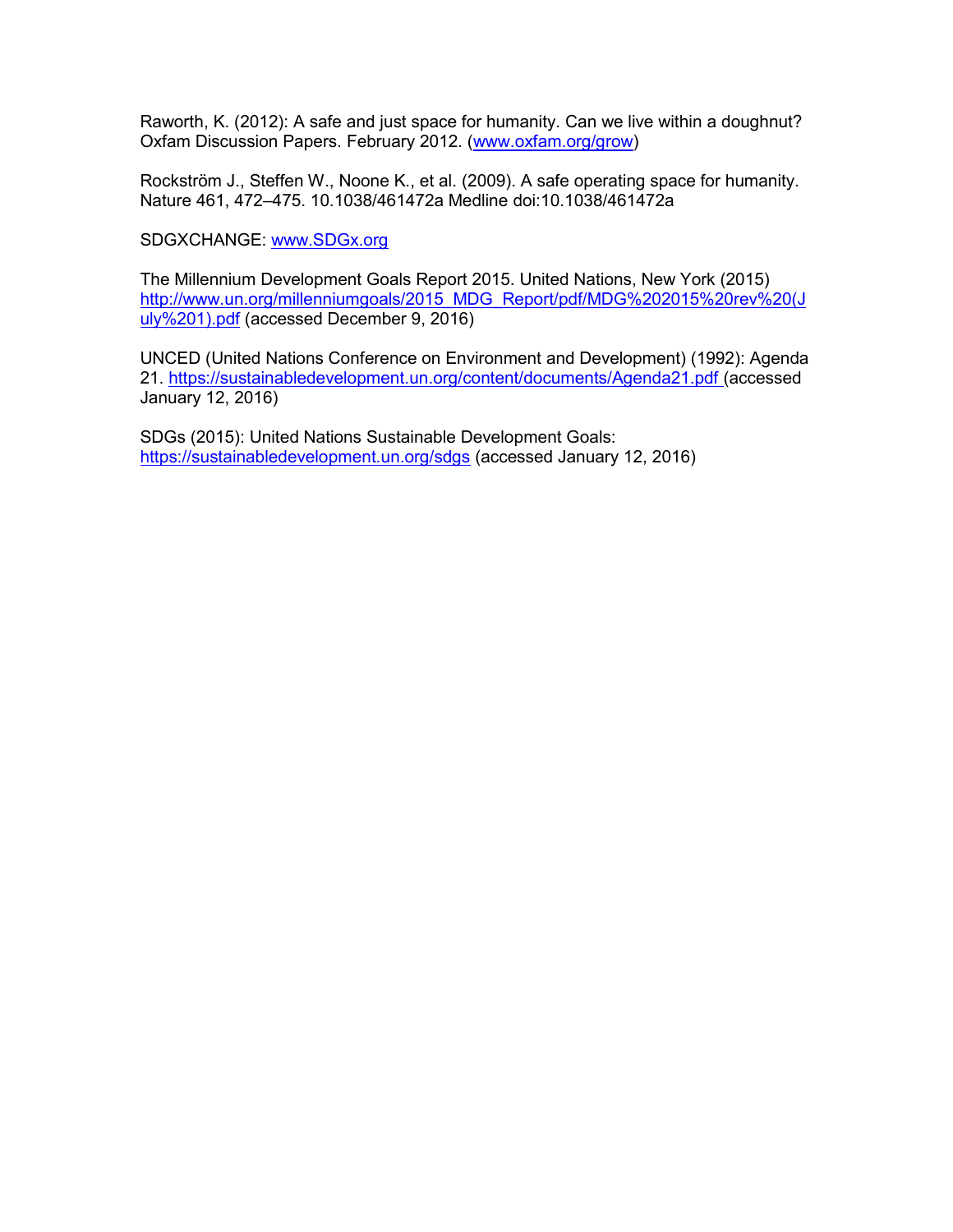Raworth, K. (2012): A safe and just space for humanity. Can we live within a doughnut? Oxfam Discussion Papers. February 2012. (www.oxfam.org/grow)

Rockström J., Steffen W., Noone K., et al. (2009). A safe operating space for humanity. Nature 461, 472–475. 10.1038/461472a Medline doi:10.1038/461472a

SDGXCHANGE: www.SDGx.org

The Millennium Development Goals Report 2015. United Nations, New York (2015) http://www.un.org/millenniumgoals/2015_MDG_Report/pdf/MDG%202015%20rev%20(July%201).pdf (accessed December 9, 2016)

UNCED (United Nations Conference on Environment and Development) (1992): Agenda 21. https://sustainabledevelopment.un.org/content/documents/Agenda21.pdf (accessed January 12, 2016)

SDGs (2015): United Nations Sustainable Development Goals: https://sustainabledevelopment.un.org/sdgs (accessed January 12, 2016)